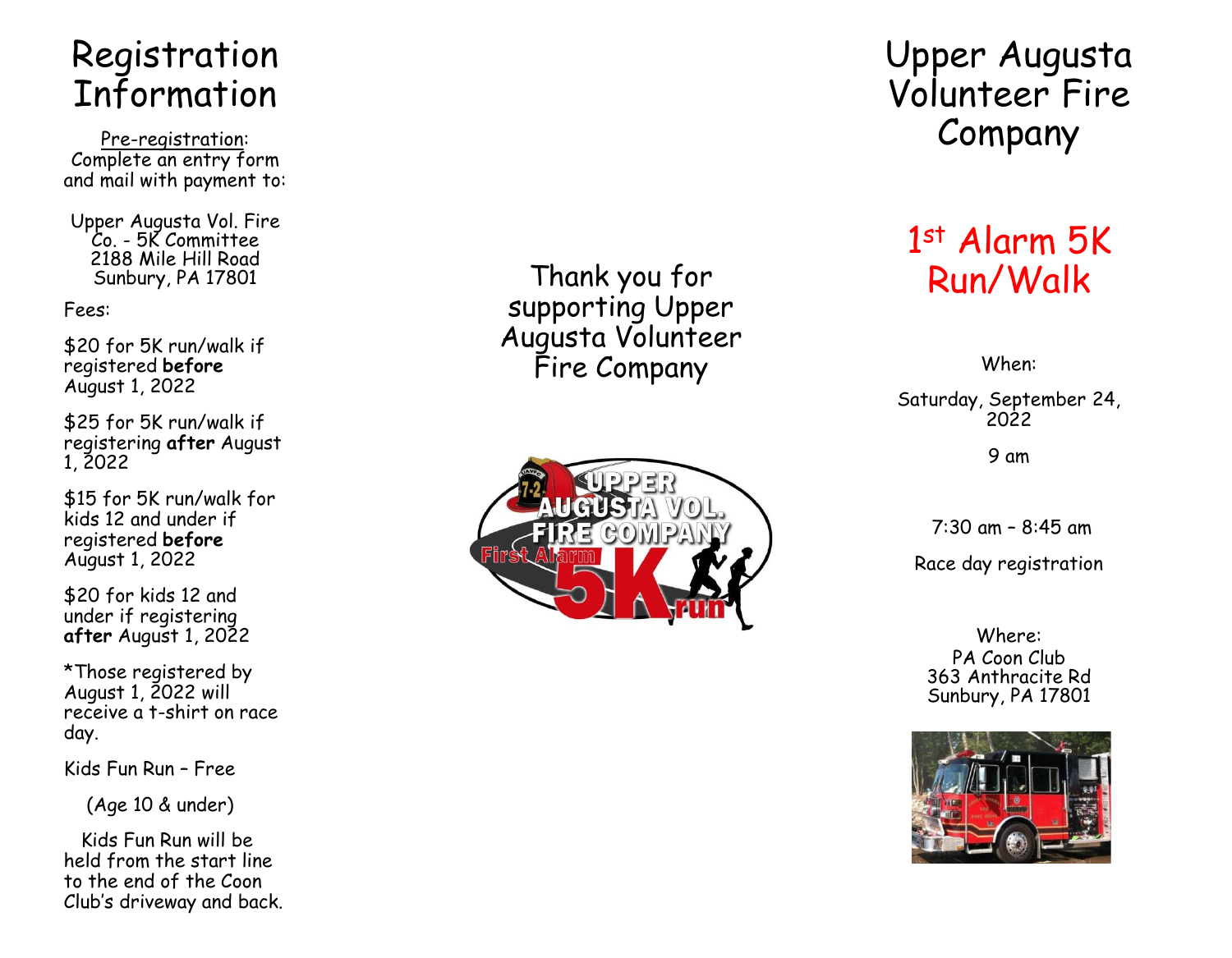# Registration Information

Pre-registration: Complete an entry form and mail with payment to:

Upper Augusta Vol. Fire Co. - 5K Committee
2188 Mile Hill Road
Sunbury, PA 17801

Fees:

$20 for 5K run/walk if registered **before** August 1, 2022

$25 for 5K run/walk if registering **after** August 1, 2022

$15 for 5K run/walk for kids 12 and under if registered **before** August 1, 2022

$20 for kids 12 and under if registering **after** August 1, 2022

*Those registered by August 1, 2022 will receive a t-shirt on race day.

Kids Fun Run – Free

(Age 10 & under)

Kids Fun Run will be held from the start line to the end of the Coon Club's driveway and back.

Thank you for supporting Upper Augusta Volunteer Fire Company

# Upper Augusta Volunteer Fire Company

## 1st Alarm 5K Run/Walk

When:

Saturday, September 24, 2022

9 am

7:30 am – 8:45 am

Race day registration

Where:
PA Coon Club
363 Anthracite Rd
Sunbury, PA 17801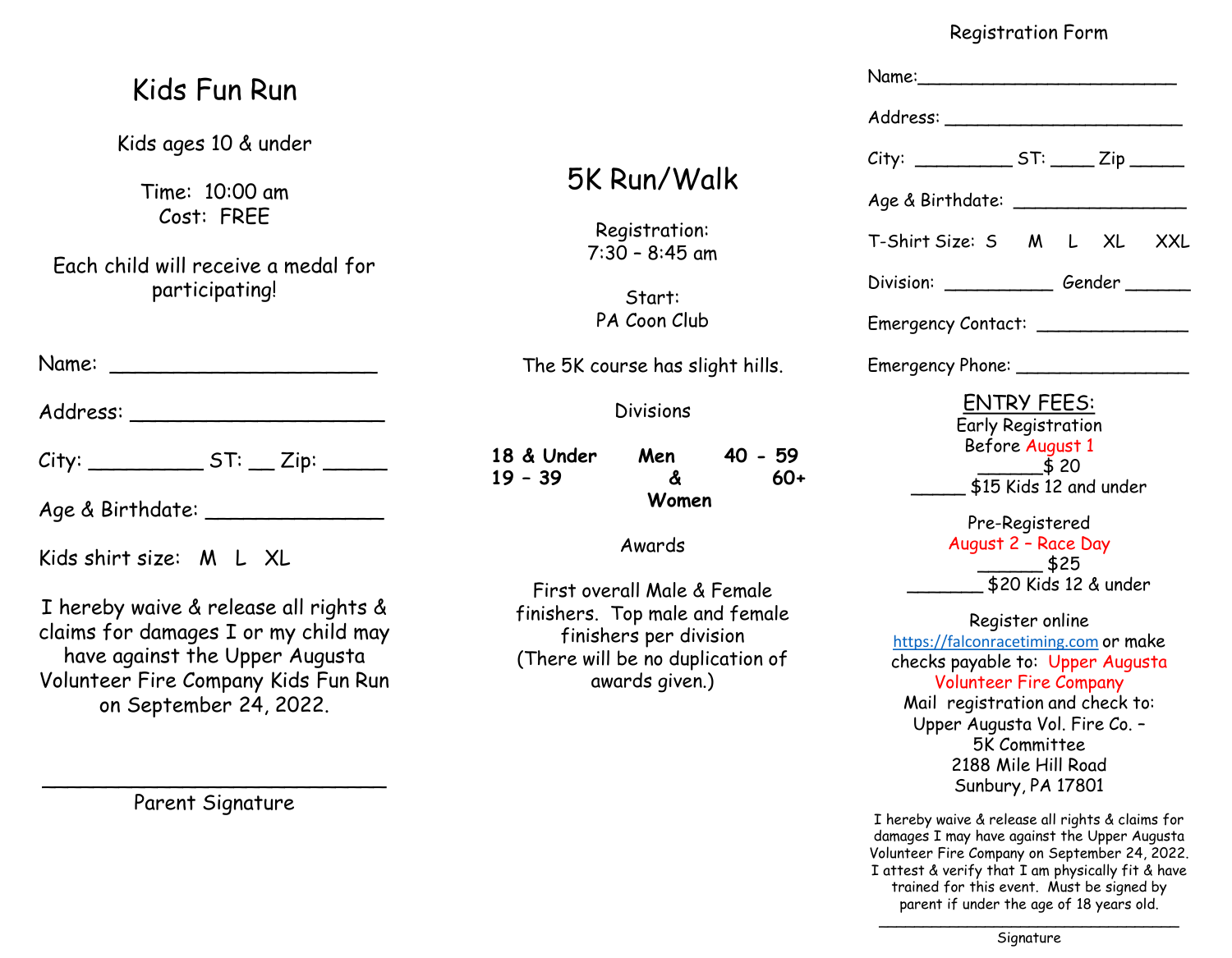# Kids Fun Run

Kids ages 10 & under

Time: 10:00 am
Cost: FREE

Each child will receive a medal for participating!

Name: ______________________

Address: _____________________

City: _________ ST: __ Zip: _____

Age & Birthdate: _______________

Kids shirt size: M L XL

I hereby waive & release all rights & claims for damages I or my child may have against the Upper Augusta Volunteer Fire Company Kids Fun Run on September 24, 2022.

____________________________
Parent Signature

# 5K Run/Walk

Registration:
7:30 – 8:45 am

Start:
PA Coon Club

The 5K course has slight hills.

Divisions

| | | |
|---|---|---|
| **18 & Under** | **Men** | **40 - 59** |
| **19 – 39** | **&** | **60+** |
| | **Women** | |

Awards

First overall Male & Female finishers. Top male and female finishers per division
(There will be no duplication of awards given.)

## Registration Form

Name:_________________________

Address: _______________________

City: _________ ST: ____ Zip _____

Age & Birthdate: _________________

T-Shirt Size: S M L XL XXL

Division: __________ Gender ______

Emergency Contact: ______________

Emergency Phone: ________________

**ENTRY FEES:**

Early Registration
Before August 1
______$ 20
_____ $15 Kids 12 and under

Pre-Registered
August 2 – Race Day
______ $25
_______ $20 Kids 12 & under

Register online https://falconracetiming.com or make checks payable to: Upper Augusta Volunteer Fire Company
Mail registration and check to:
Upper Augusta Vol. Fire Co. –
5K Committee
2188 Mile Hill Road
Sunbury, PA 17801

I hereby waive & release all rights & claims for damages I may have against the Upper Augusta Volunteer Fire Company on September 24, 2022. I attest & verify that I am physically fit & have trained for this event. Must be signed by parent if under the age of 18 years old.

________________________________
Signature